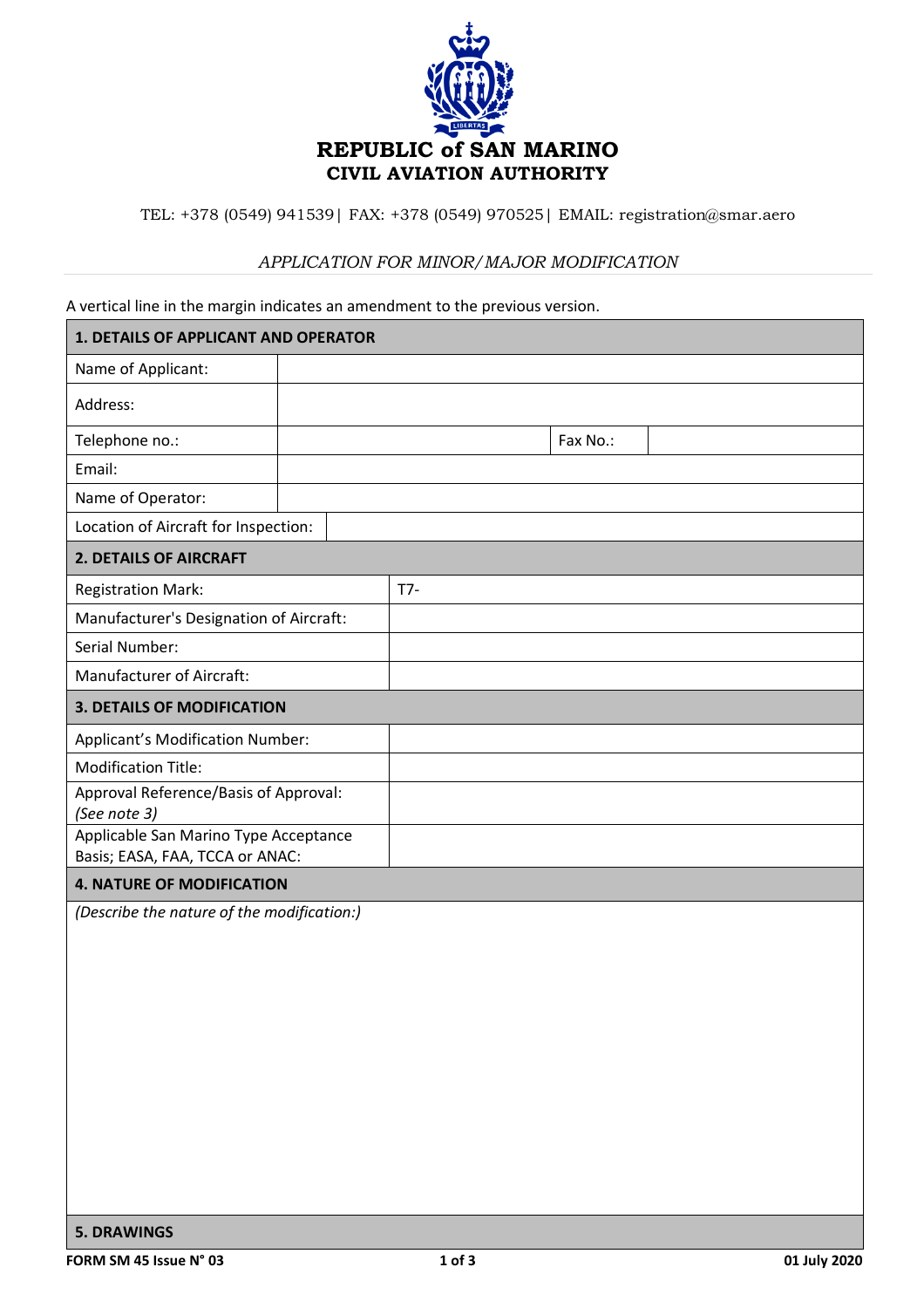# REPUBLIC of SAN MARINO
## CIVIL AVIATION AUTHORITY

TEL: +378 (0549) 941539| FAX: +378 (0549) 970525| EMAIL: registration@smar.aero

*APPLICATION FOR MINOR/MAJOR MODIFICATION*

A vertical line in the margin indicates an amendment to the previous version.

| **1. DETAILS OF APPLICANT AND OPERATOR** | | | |
|---|---|---|---|
| Name of Applicant: | | | |
| Address: | | | |
| Telephone no.: | | Fax No.: | |
| Email: | | | |
| Name of Operator: | | | |
| Location of Aircraft for Inspection: | | | |

| **2. DETAILS OF AIRCRAFT** | |
|---|---|
| Registration Mark: | T7- |
| Manufacturer's Designation of Aircraft: | |
| Serial Number: | |
| Manufacturer of Aircraft: | |

| **3. DETAILS OF MODIFICATION** | |
|---|---|
| Applicant's Modification Number: | |
| Modification Title: | |
| Approval Reference/Basis of Approval: *(See note 3)* | |
| Applicable San Marino Type Acceptance Basis; EASA, FAA, TCCA or ANAC: | |

| **4. NATURE OF MODIFICATION** |
|---|
| *(Describe the nature of the modification:)* |

| **5. DRAWINGS** |
|---|

FORM SM 45 Issue N° 03

01 July 2020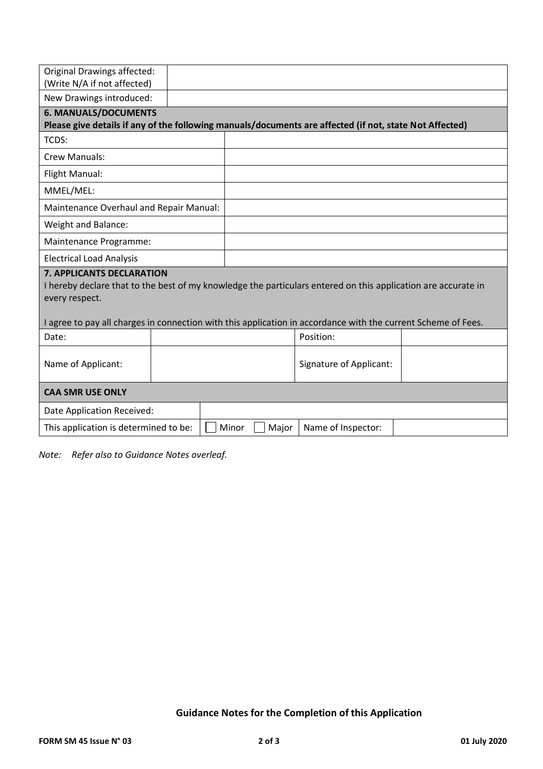| Original Drawings affected: (Write N/A if not affected) | |
|---|---|
| New Drawings introduced: | |

| **6. MANUALS/DOCUMENTS** **Please give details if any of the following manuals/documents are affected (if not, state Not Affected)** | |
|---|---|
| TCDS: | |
| Crew Manuals: | |
| Flight Manual: | |
| MMEL/MEL: | |
| Maintenance Overhaul and Repair Manual: | |
| Weight and Balance: | |
| Maintenance Programme: | |
| Electrical Load Analysis | |

**7. APPLICANTS DECLARATION**

I hereby declare that to the best of my knowledge the particulars entered on this application are accurate in every respect.

I agree to pay all charges in connection with this application in accordance with the current Scheme of Fees.

| Date: | | Position: | |
|---|---|---|---|
| Name of Applicant: | | Signature of Applicant: | |

| **CAA SMR USE ONLY** | | | |
|---|---|---|---|
| Date Application Received: | | | |
| This application is determined to be: | ☐ Minor ☐ Major | Name of Inspector: | |

*Note: Refer also to Guidance Notes overleaf.*

**Guidance Notes for the Completion of this Application**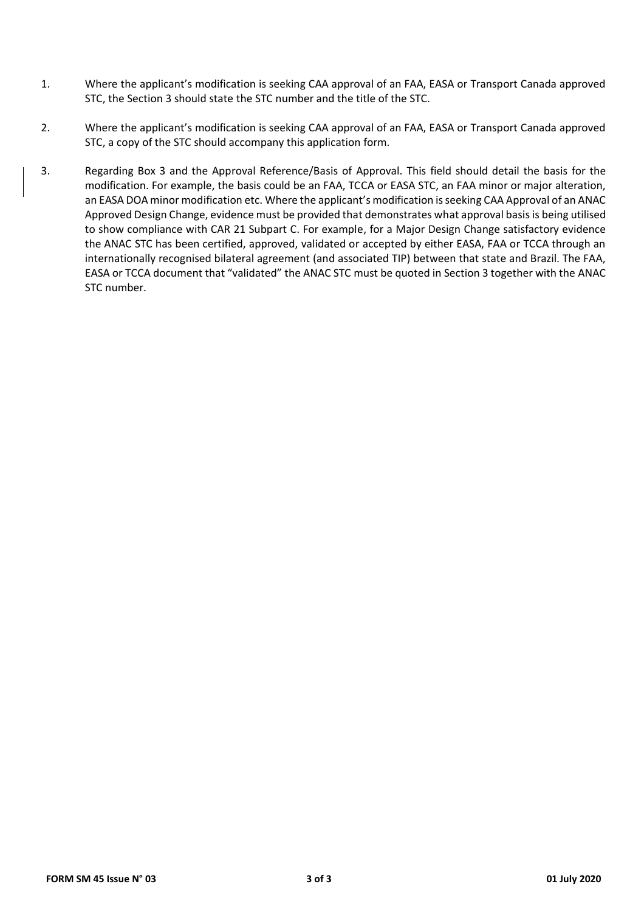1. Where the applicant's modification is seeking CAA approval of an FAA, EASA or Transport Canada approved STC, the Section 3 should state the STC number and the title of the STC.

2. Where the applicant's modification is seeking CAA approval of an FAA, EASA or Transport Canada approved STC, a copy of the STC should accompany this application form.

3. Regarding Box 3 and the Approval Reference/Basis of Approval. This field should detail the basis for the modification. For example, the basis could be an FAA, TCCA or EASA STC, an FAA minor or major alteration, an EASA DOA minor modification etc. Where the applicant's modification is seeking CAA Approval of an ANAC Approved Design Change, evidence must be provided that demonstrates what approval basis is being utilised to show compliance with CAR 21 Subpart C. For example, for a Major Design Change satisfactory evidence the ANAC STC has been certified, approved, validated or accepted by either EASA, FAA or TCCA through an internationally recognised bilateral agreement (and associated TIP) between that state and Brazil. The FAA, EASA or TCCA document that "validated" the ANAC STC must be quoted in Section 3 together with the ANAC STC number.